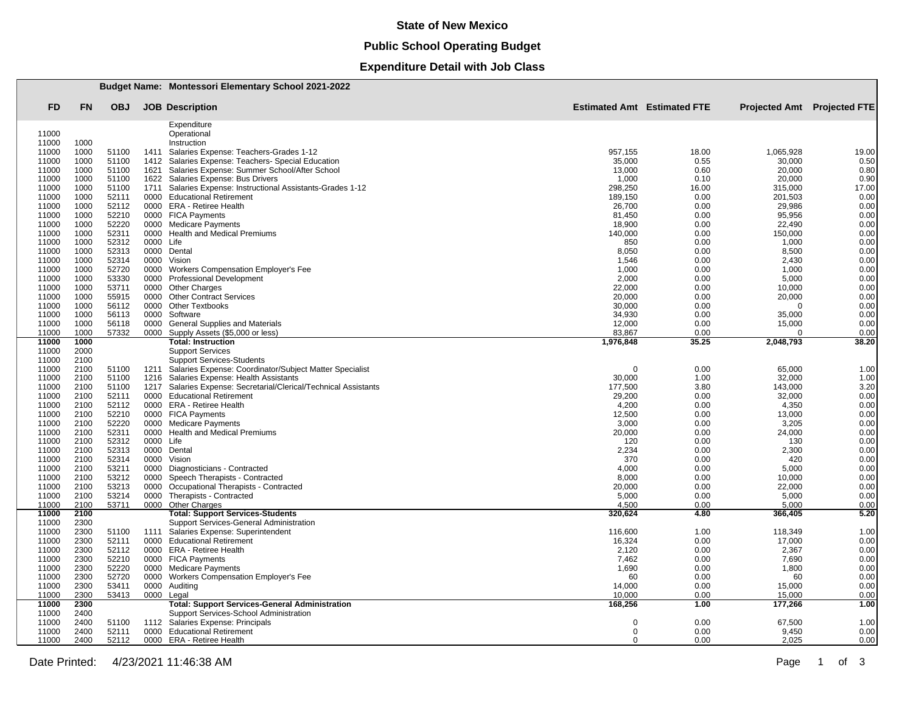**State of New Mexico**

**Public School Operating Budget**

**Expenditure Detail with Job Class**

**Budget Name: Montessori Elementary School 2021-2022**

| FD | FN | OBJ | JOB | Description | Estimated Amt | Estimated FTE | Projected Amt | Projected FTE |
|---|---|---|---|---|---|---|---|---|
| | | | | Expenditure | | | | |
| 11000 | | | | Operational | | | | |
| 11000 | 1000 | | | Instruction | | | | |
| 11000 | 1000 | 51100 | 1411 | Salaries Expense: Teachers-Grades 1-12 | 957,155 | 18.00 | 1,065,928 | 19.00 |
| 11000 | 1000 | 51100 | 1412 | Salaries Expense: Teachers- Special Education | 35,000 | 0.55 | 30,000 | 0.50 |
| 11000 | 1000 | 51100 | 1621 | Salaries Expense: Summer School/After School | 13,000 | 0.60 | 20,000 | 0.80 |
| 11000 | 1000 | 51100 | 1622 | Salaries Expense: Bus Drivers | 1,000 | 0.10 | 20,000 | 0.90 |
| 11000 | 1000 | 51100 | 1711 | Salaries Expense: Instructional Assistants-Grades 1-12 | 298,250 | 16.00 | 315,000 | 17.00 |
| 11000 | 1000 | 52111 | 0000 | Educational Retirement | 189,150 | 0.00 | 201,503 | 0.00 |
| 11000 | 1000 | 52112 | 0000 | ERA - Retiree Health | 26,700 | 0.00 | 29,986 | 0.00 |
| 11000 | 1000 | 52210 | 0000 | FICA Payments | 81,450 | 0.00 | 95,956 | 0.00 |
| 11000 | 1000 | 52220 | 0000 | Medicare Payments | 18,900 | 0.00 | 22,490 | 0.00 |
| 11000 | 1000 | 52311 | 0000 | Health and Medical Premiums | 140,000 | 0.00 | 150,000 | 0.00 |
| 11000 | 1000 | 52312 | 0000 | Life | 850 | 0.00 | 1,000 | 0.00 |
| 11000 | 1000 | 52313 | 0000 | Dental | 8,050 | 0.00 | 8,500 | 0.00 |
| 11000 | 1000 | 52314 | 0000 | Vision | 1,546 | 0.00 | 2,430 | 0.00 |
| 11000 | 1000 | 52720 | 0000 | Workers Compensation Employer's Fee | 1,000 | 0.00 | 1,000 | 0.00 |
| 11000 | 1000 | 53330 | 0000 | Professional Development | 2,000 | 0.00 | 5,000 | 0.00 |
| 11000 | 1000 | 53711 | 0000 | Other Charges | 22,000 | 0.00 | 10,000 | 0.00 |
| 11000 | 1000 | 55915 | 0000 | Other Contract Services | 20,000 | 0.00 | 20,000 | 0.00 |
| 11000 | 1000 | 56112 | 0000 | Other Textbooks | 30,000 | 0.00 | 0 | 0.00 |
| 11000 | 1000 | 56113 | 0000 | Software | 34,930 | 0.00 | 35,000 | 0.00 |
| 11000 | 1000 | 56118 | 0000 | General Supplies and Materials | 12,000 | 0.00 | 15,000 | 0.00 |
| 11000 | 1000 | 57332 | 0000 | Supply Assets ($5,000 or less) | 83,867 | 0.00 | 0 | 0.00 |
| **11000** | **1000** | | | **Total: Instruction** | **1,976,848** | **35.25** | **2,048,793** | **38.20** |
| 11000 | 2000 | | | Support Services | | | | |
| 11000 | 2100 | | | Support Services-Students | | | | |
| 11000 | 2100 | 51100 | 1211 | Salaries Expense: Coordinator/Subject Matter Specialist | 0 | 0.00 | 65,000 | 1.00 |
| 11000 | 2100 | 51100 | 1216 | Salaries Expense: Health Assistants | 30,000 | 1.00 | 32,000 | 1.00 |
| 11000 | 2100 | 51100 | 1217 | Salaries Expense: Secretarial/Clerical/Technical Assistants | 177,500 | 3.80 | 143,000 | 3.20 |
| 11000 | 2100 | 52111 | 0000 | Educational Retirement | 29,200 | 0.00 | 32,000 | 0.00 |
| 11000 | 2100 | 52112 | 0000 | ERA - Retiree Health | 4,200 | 0.00 | 4,350 | 0.00 |
| 11000 | 2100 | 52210 | 0000 | FICA Payments | 12,500 | 0.00 | 13,000 | 0.00 |
| 11000 | 2100 | 52220 | 0000 | Medicare Payments | 3,000 | 0.00 | 3,205 | 0.00 |
| 11000 | 2100 | 52311 | 0000 | Health and Medical Premiums | 20,000 | 0.00 | 24,000 | 0.00 |
| 11000 | 2100 | 52312 | 0000 | Life | 120 | 0.00 | 130 | 0.00 |
| 11000 | 2100 | 52313 | 0000 | Dental | 2,234 | 0.00 | 2,300 | 0.00 |
| 11000 | 2100 | 52314 | 0000 | Vision | 370 | 0.00 | 420 | 0.00 |
| 11000 | 2100 | 53211 | 0000 | Diagnosticians - Contracted | 4,000 | 0.00 | 5,000 | 0.00 |
| 11000 | 2100 | 53212 | 0000 | Speech Therapists - Contracted | 8,000 | 0.00 | 10,000 | 0.00 |
| 11000 | 2100 | 53213 | 0000 | Occupational Therapists - Contracted | 20,000 | 0.00 | 22,000 | 0.00 |
| 11000 | 2100 | 53214 | 0000 | Therapists - Contracted | 5,000 | 0.00 | 5,000 | 0.00 |
| 11000 | 2100 | 53711 | 0000 | Other Charges | 4,500 | 0.00 | 5,000 | 0.00 |
| **11000** | **2100** | | | **Total: Support Services-Students** | **320,624** | **4.80** | **366,405** | **5.20** |
| 11000 | 2300 | | | Support Services-General Administration | | | | |
| 11000 | 2300 | 51100 | 1111 | Salaries Expense: Superintendent | 116,600 | 1.00 | 118,349 | 1.00 |
| 11000 | 2300 | 52111 | 0000 | Educational Retirement | 16,324 | 0.00 | 17,000 | 0.00 |
| 11000 | 2300 | 52112 | 0000 | ERA - Retiree Health | 2,120 | 0.00 | 2,367 | 0.00 |
| 11000 | 2300 | 52210 | 0000 | FICA Payments | 7,462 | 0.00 | 7,690 | 0.00 |
| 11000 | 2300 | 52220 | 0000 | Medicare Payments | 1,690 | 0.00 | 1,800 | 0.00 |
| 11000 | 2300 | 52720 | 0000 | Workers Compensation Employer's Fee | 60 | 0.00 | 60 | 0.00 |
| 11000 | 2300 | 53411 | 0000 | Auditing | 14,000 | 0.00 | 15,000 | 0.00 |
| 11000 | 2300 | 53413 | 0000 | Legal | 10,000 | 0.00 | 15,000 | 0.00 |
| **11000** | **2300** | | | **Total: Support Services-General Administration** | **168,256** | **1.00** | **177,266** | **1.00** |
| 11000 | 2400 | | | Support Services-School Administration | | | | |
| 11000 | 2400 | 51100 | 1112 | Salaries Expense: Principals | 0 | 0.00 | 67,500 | 1.00 |
| 11000 | 2400 | 52111 | 0000 | Educational Retirement | 0 | 0.00 | 9,450 | 0.00 |
| 11000 | 2400 | 52112 | 0000 | ERA - Retiree Health | 0 | 0.00 | 2,025 | 0.00 |

Date Printed: 4/23/2021 11:46:38 AM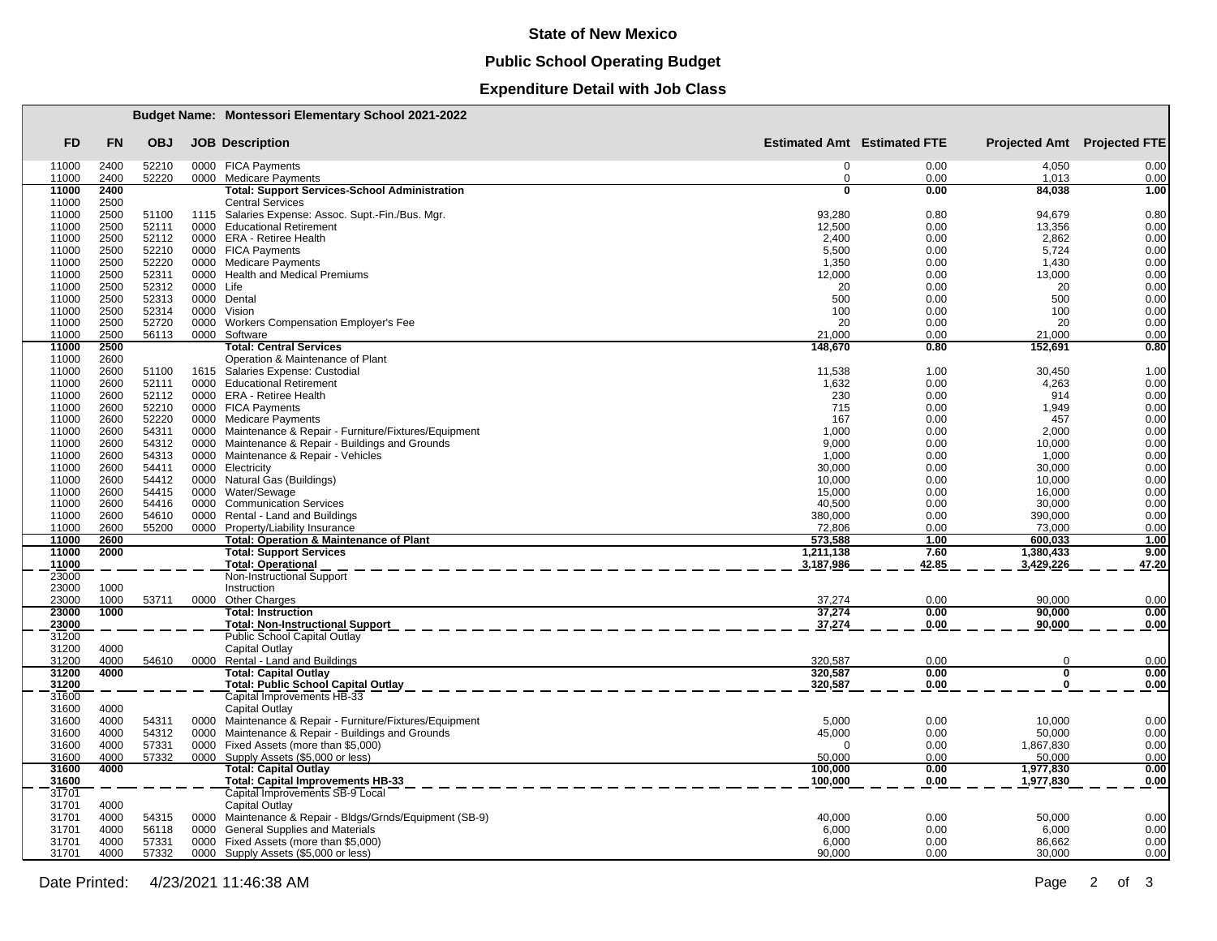# State of New Mexico

## Public School Operating Budget

### Expenditure Detail with Job Class

**Budget Name: Montessori Elementary School 2021-2022**

| FD | FN | OBJ | JOB | Description | Estimated Amt | Estimated FTE | Projected Amt | Projected FTE |
|---|---|---|---|---|---|---|---|---|
| 11000 | 2400 | 52210 | 0000 | FICA Payments | 0 | 0.00 | 4,050 | 0.00 |
| 11000 | 2400 | 52220 | 0000 | Medicare Payments | 0 | 0.00 | 1,013 | 0.00 |
| **11000** | **2400** | | | **Total: Support Services-School Administration** | **0** | **0.00** | **84,038** | **1.00** |
| 11000 | 2500 | | | Central Services | | | | |
| 11000 | 2500 | 51100 | 1115 | Salaries Expense: Assoc. Supt.-Fin./Bus. Mgr. | 93,280 | 0.80 | 94,679 | 0.80 |
| 11000 | 2500 | 52111 | 0000 | Educational Retirement | 12,500 | 0.00 | 13,356 | 0.00 |
| 11000 | 2500 | 52112 | 0000 | ERA - Retiree Health | 2,400 | 0.00 | 2,862 | 0.00 |
| 11000 | 2500 | 52210 | 0000 | FICA Payments | 5,500 | 0.00 | 5,724 | 0.00 |
| 11000 | 2500 | 52220 | 0000 | Medicare Payments | 1,350 | 0.00 | 1,430 | 0.00 |
| 11000 | 2500 | 52311 | 0000 | Health and Medical Premiums | 12,000 | 0.00 | 13,000 | 0.00 |
| 11000 | 2500 | 52312 | 0000 | Life | 20 | 0.00 | 20 | 0.00 |
| 11000 | 2500 | 52313 | 0000 | Dental | 500 | 0.00 | 500 | 0.00 |
| 11000 | 2500 | 52314 | 0000 | Vision | 100 | 0.00 | 100 | 0.00 |
| 11000 | 2500 | 52720 | 0000 | Workers Compensation Employer's Fee | 20 | 0.00 | 20 | 0.00 |
| 11000 | 2500 | 56113 | 0000 | Software | 21,000 | 0.00 | 21,000 | 0.00 |
| **11000** | **2500** | | | **Total: Central Services** | **148,670** | **0.80** | **152,691** | **0.80** |
| 11000 | 2600 | | | Operation & Maintenance of Plant | | | | |
| 11000 | 2600 | 51100 | 1615 | Salaries Expense: Custodial | 11,538 | 1.00 | 30,450 | 1.00 |
| 11000 | 2600 | 52111 | 0000 | Educational Retirement | 1,632 | 0.00 | 4,263 | 0.00 |
| 11000 | 2600 | 52112 | 0000 | ERA - Retiree Health | 230 | 0.00 | 914 | 0.00 |
| 11000 | 2600 | 52210 | 0000 | FICA Payments | 715 | 0.00 | 1,949 | 0.00 |
| 11000 | 2600 | 52220 | 0000 | Medicare Payments | 167 | 0.00 | 457 | 0.00 |
| 11000 | 2600 | 54311 | 0000 | Maintenance & Repair - Furniture/Fixtures/Equipment | 1,000 | 0.00 | 2,000 | 0.00 |
| 11000 | 2600 | 54312 | 0000 | Maintenance & Repair - Buildings and Grounds | 9,000 | 0.00 | 10,000 | 0.00 |
| 11000 | 2600 | 54313 | 0000 | Maintenance & Repair - Vehicles | 1,000 | 0.00 | 1,000 | 0.00 |
| 11000 | 2600 | 54411 | 0000 | Electricity | 30,000 | 0.00 | 30,000 | 0.00 |
| 11000 | 2600 | 54412 | 0000 | Natural Gas (Buildings) | 10,000 | 0.00 | 10,000 | 0.00 |
| 11000 | 2600 | 54415 | 0000 | Water/Sewage | 15,000 | 0.00 | 16,000 | 0.00 |
| 11000 | 2600 | 54416 | 0000 | Communication Services | 40,500 | 0.00 | 30,000 | 0.00 |
| 11000 | 2600 | 54610 | 0000 | Rental - Land and Buildings | 380,000 | 0.00 | 390,000 | 0.00 |
| 11000 | 2600 | 55200 | 0000 | Property/Liability Insurance | 72,806 | 0.00 | 73,000 | 0.00 |
| **11000** | **2600** | | | **Total: Operation & Maintenance of Plant** | **573,588** | **1.00** | **600,033** | **1.00** |
| **11000** | **2000** | | | **Total: Support Services** | **1,211,138** | **7.60** | **1,380,433** | **9.00** |
| **11000** | | | | **Total: Operational** | **3,187,986** | **42.85** | **3,429,226** | **47.20** |
| 23000 | | | | Non-Instructional Support | | | | |
| 23000 | 1000 | | | Instruction | | | | |
| 23000 | 1000 | 53711 | 0000 | Other Charges | 37,274 | 0.00 | 90,000 | 0.00 |
| **23000** | **1000** | | | **Total: Instruction** | **37,274** | **0.00** | **90,000** | **0.00** |
| **23000** | | | | **Total: Non-Instructional Support** | **37,274** | **0.00** | **90,000** | **0.00** |
| 31200 | | | | Public School Capital Outlay | | | | |
| 31200 | 4000 | | | Capital Outlay | | | | |
| 31200 | 4000 | 54610 | 0000 | Rental - Land and Buildings | 320,587 | 0.00 | 0 | 0.00 |
| **31200** | **4000** | | | **Total: Capital Outlay** | **320,587** | **0.00** | **0** | **0.00** |
| **31200** | | | | **Total: Public School Capital Outlay** | **320,587** | **0.00** | **0** | **0.00** |
| 31600 | | | | Capital Improvements HB-33 | | | | |
| 31600 | 4000 | | | Capital Outlay | | | | |
| 31600 | 4000 | 54311 | 0000 | Maintenance & Repair - Furniture/Fixtures/Equipment | 5,000 | 0.00 | 10,000 | 0.00 |
| 31600 | 4000 | 54312 | 0000 | Maintenance & Repair - Buildings and Grounds | 45,000 | 0.00 | 50,000 | 0.00 |
| 31600 | 4000 | 57331 | 0000 | Fixed Assets (more than $5,000) | 0 | 0.00 | 1,867,830 | 0.00 |
| 31600 | 4000 | 57332 | 0000 | Supply Assets ($5,000 or less) | 50,000 | 0.00 | 50,000 | 0.00 |
| **31600** | **4000** | | | **Total: Capital Outlay** | **100,000** | **0.00** | **1,977,830** | **0.00** |
| **31600** | | | | **Total: Capital Improvements HB-33** | **100,000** | **0.00** | **1,977,830** | **0.00** |
| 31701 | | | | Capital Improvements SB-9 Local | | | | |
| 31701 | 4000 | | | Capital Outlay | | | | |
| 31701 | 4000 | 54315 | 0000 | Maintenance & Repair - Bldgs/Grnds/Equipment (SB-9) | 40,000 | 0.00 | 50,000 | 0.00 |
| 31701 | 4000 | 56118 | 0000 | General Supplies and Materials | 6,000 | 0.00 | 6,000 | 0.00 |
| 31701 | 4000 | 57331 | 0000 | Fixed Assets (more than $5,000) | 6,000 | 0.00 | 86,662 | 0.00 |
| 31701 | 4000 | 57332 | 0000 | Supply Assets ($5,000 or less) | 90,000 | 0.00 | 30,000 | 0.00 |

Date Printed: 4/23/2021 11:46:38 AM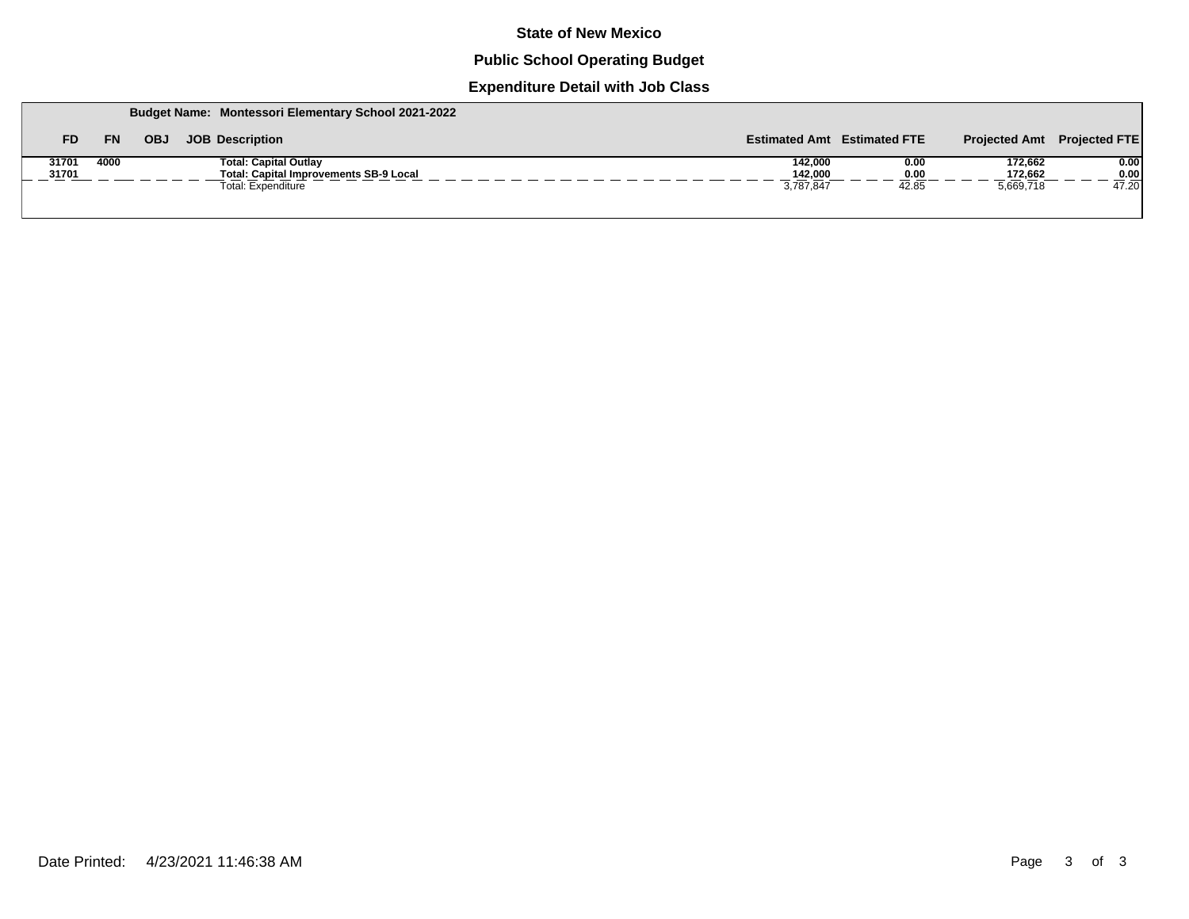**State of New Mexico**

**Public School Operating Budget**

**Expenditure Detail with Job Class**

**Budget Name: Montessori Elementary School 2021-2022**

| FD | FN | OBJ | JOB | Description | Estimated Amt | Estimated FTE | Projected Amt | Projected FTE |
|---|---|---|---|---|---|---|---|---|
| 31701 | 4000 | | | **Total: Capital Outlay** | 142,000 | 0.00 | 172,662 | 0.00 |
| 31701 | | | | **Total: Capital Improvements SB-9 Local** | 142,000 | 0.00 | 172,662 | 0.00 |
| | | | | Total: Expenditure | 3,787,847 | 42.85 | 5,669,718 | 47.20 |

Date Printed: 4/23/2021 11:46:38 AM